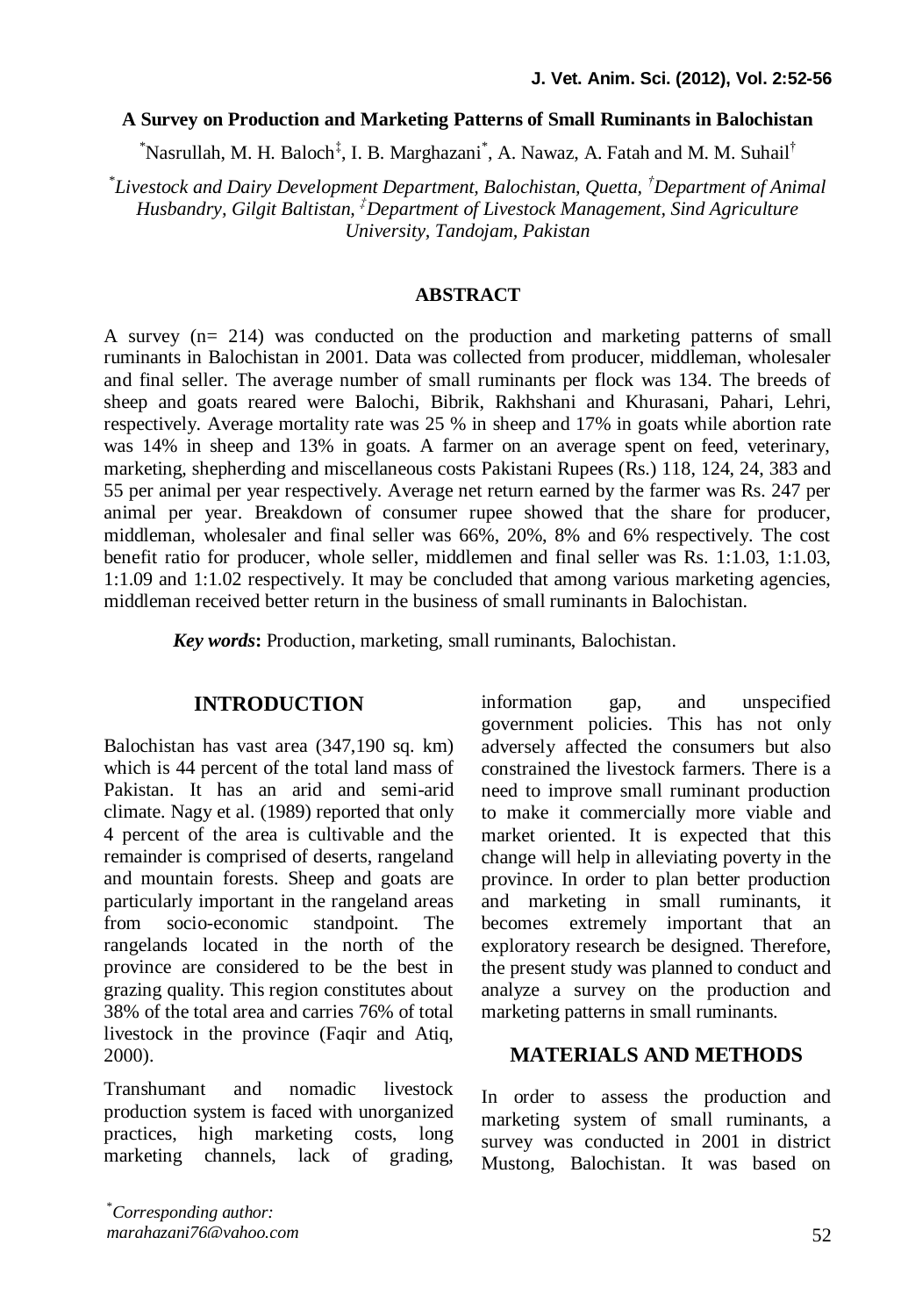# A Survey on Production and Marketing Patterns of Small Ruminants in Balochistan

[*]Nasrullah, M. H. Baloch[‡], I. B. Marghazani[*], A. Nawaz, A. Fatah and M. M. Suhail[†]

*[*]Livestock and Dairy Development Department, Balochistan, Quetta, [†]Department of Animal Husbandry, Gilgit Baltistan, [‡]Department of Livestock Management, Sind Agriculture University, Tandojam, Pakistan*

## ABSTRACT

A survey (n= 214) was conducted on the production and marketing patterns of small ruminants in Balochistan in 2001. Data was collected from producer, middleman, wholesaler and final seller. The average number of small ruminants per flock was 134. The breeds of sheep and goats reared were Balochi, Bibrik, Rakhshani and Khurasani, Pahari, Lehri, respectively. Average mortality rate was 25 % in sheep and 17% in goats while abortion rate was 14% in sheep and 13% in goats. A farmer on an average spent on feed, veterinary, marketing, shepherding and miscellaneous costs Pakistani Rupees (Rs.) 118, 124, 24, 383 and 55 per animal per year respectively. Average net return earned by the farmer was Rs. 247 per animal per year. Breakdown of consumer rupee showed that the share for producer, middleman, wholesaler and final seller was 66%, 20%, 8% and 6% respectively. The cost benefit ratio for producer, whole seller, middlemen and final seller was Rs. 1:1.03, 1:1.03, 1:1.09 and 1:1.02 respectively. It may be concluded that among various marketing agencies, middleman received better return in the business of small ruminants in Balochistan.

***Key words*:** Production, marketing, small ruminants, Balochistan.

## INTRODUCTION

Balochistan has vast area (347,190 sq. km) which is 44 percent of the total land mass of Pakistan. It has an arid and semi-arid climate. Nagy et al. (1989) reported that only 4 percent of the area is cultivable and the remainder is comprised of deserts, rangeland and mountain forests. Sheep and goats are particularly important in the rangeland areas from socio-economic standpoint. The rangelands located in the north of the province are considered to be the best in grazing quality. This region constitutes about 38% of the total area and carries 76% of total livestock in the province (Faqir and Atiq, 2000).

Transhumant and nomadic livestock production system is faced with unorganized practices, high marketing costs, long marketing channels, lack of grading, information gap, and unspecified government policies. This has not only adversely affected the consumers but also constrained the livestock farmers. There is a need to improve small ruminant production to make it commercially more viable and market oriented. It is expected that this change will help in alleviating poverty in the province. In order to plan better production and marketing in small ruminants, it becomes extremely important that an exploratory research be designed. Therefore, the present study was planned to conduct and analyze a survey on the production and marketing patterns in small ruminants.

## MATERIALS AND METHODS

In order to assess the production and marketing system of small ruminants, a survey was conducted in 2001 in district Mustong, Balochistan. It was based on

*[*]Corresponding author: marahazani76@vahoo.com*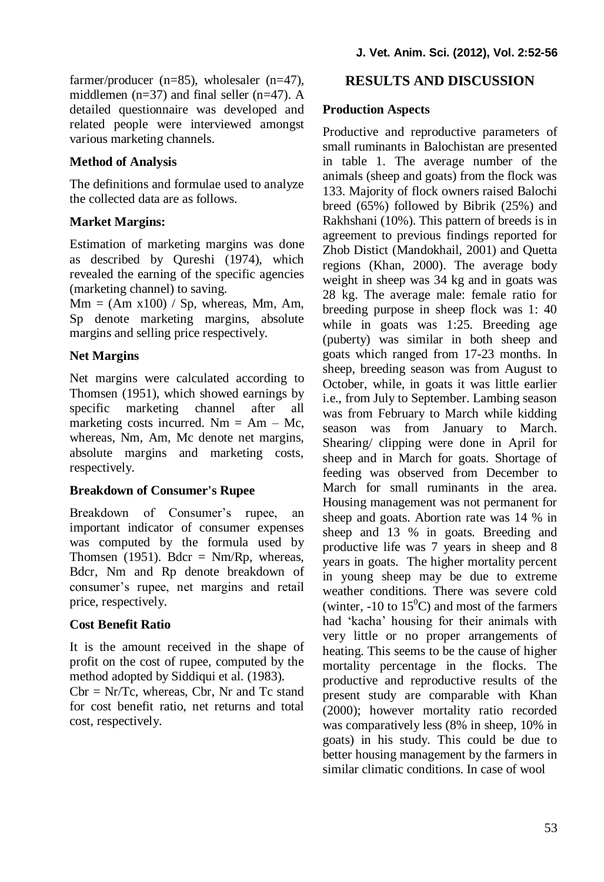farmer/producer (n=85), wholesaler (n=47), middlemen (n=37) and final seller (n=47). A detailed questionnaire was developed and related people were interviewed amongst various marketing channels.

### Method of Analysis

The definitions and formulae used to analyze the collected data are as follows.

### Market Margins:

Estimation of marketing margins was done as described by Qureshi (1974), which revealed the earning of the specific agencies (marketing channel) to saving.

Mm = (Am x100) / Sp, whereas, Mm, Am, Sp denote marketing margins, absolute margins and selling price respectively.

### Net Margins

Net margins were calculated according to Thomsen (1951), which showed earnings by specific marketing channel after all marketing costs incurred. Nm = Am – Mc, whereas, Nm, Am, Mc denote net margins, absolute margins and marketing costs, respectively.

### Breakdown of Consumer's Rupee

Breakdown of Consumer's rupee, an important indicator of consumer expenses was computed by the formula used by Thomsen (1951). Bdcr = Nm/Rp, whereas, Bdcr, Nm and Rp denote breakdown of consumer's rupee, net margins and retail price, respectively.

### Cost Benefit Ratio

It is the amount received in the shape of profit on the cost of rupee, computed by the method adopted by Siddiqui et al. (1983).

Cbr = Nr/Tc, whereas, Cbr, Nr and Tc stand for cost benefit ratio, net returns and total cost, respectively.

## RESULTS AND DISCUSSION

### Production Aspects

Productive and reproductive parameters of small ruminants in Balochistan are presented in table 1. The average number of the animals (sheep and goats) from the flock was 133. Majority of flock owners raised Balochi breed (65%) followed by Bibrik (25%) and Rakhshani (10%). This pattern of breeds is in agreement to previous findings reported for Zhob Distict (Mandokhail, 2001) and Quetta regions (Khan, 2000). The average body weight in sheep was 34 kg and in goats was 28 kg. The average male: female ratio for breeding purpose in sheep flock was 1: 40 while in goats was 1:25. Breeding age (puberty) was similar in both sheep and goats which ranged from 17-23 months. In sheep, breeding season was from August to October, while, in goats it was little earlier i.e., from July to September. Lambing season was from February to March while kidding season was from January to March. Shearing/ clipping were done in April for sheep and in March for goats. Shortage of feeding was observed from December to March for small ruminants in the area. Housing management was not permanent for sheep and goats. Abortion rate was 14 % in sheep and 13 % in goats. Breeding and productive life was 7 years in sheep and 8 years in goats. The higher mortality percent in young sheep may be due to extreme weather conditions. There was severe cold (winter, -10 to 15$^0$C) and most of the farmers had 'kacha' housing for their animals with very little or no proper arrangements of heating. This seems to be the cause of higher mortality percentage in the flocks. The productive and reproductive results of the present study are comparable with Khan (2000); however mortality ratio recorded was comparatively less (8% in sheep, 10% in goats) in his study. This could be due to better housing management by the farmers in similar climatic conditions. In case of wool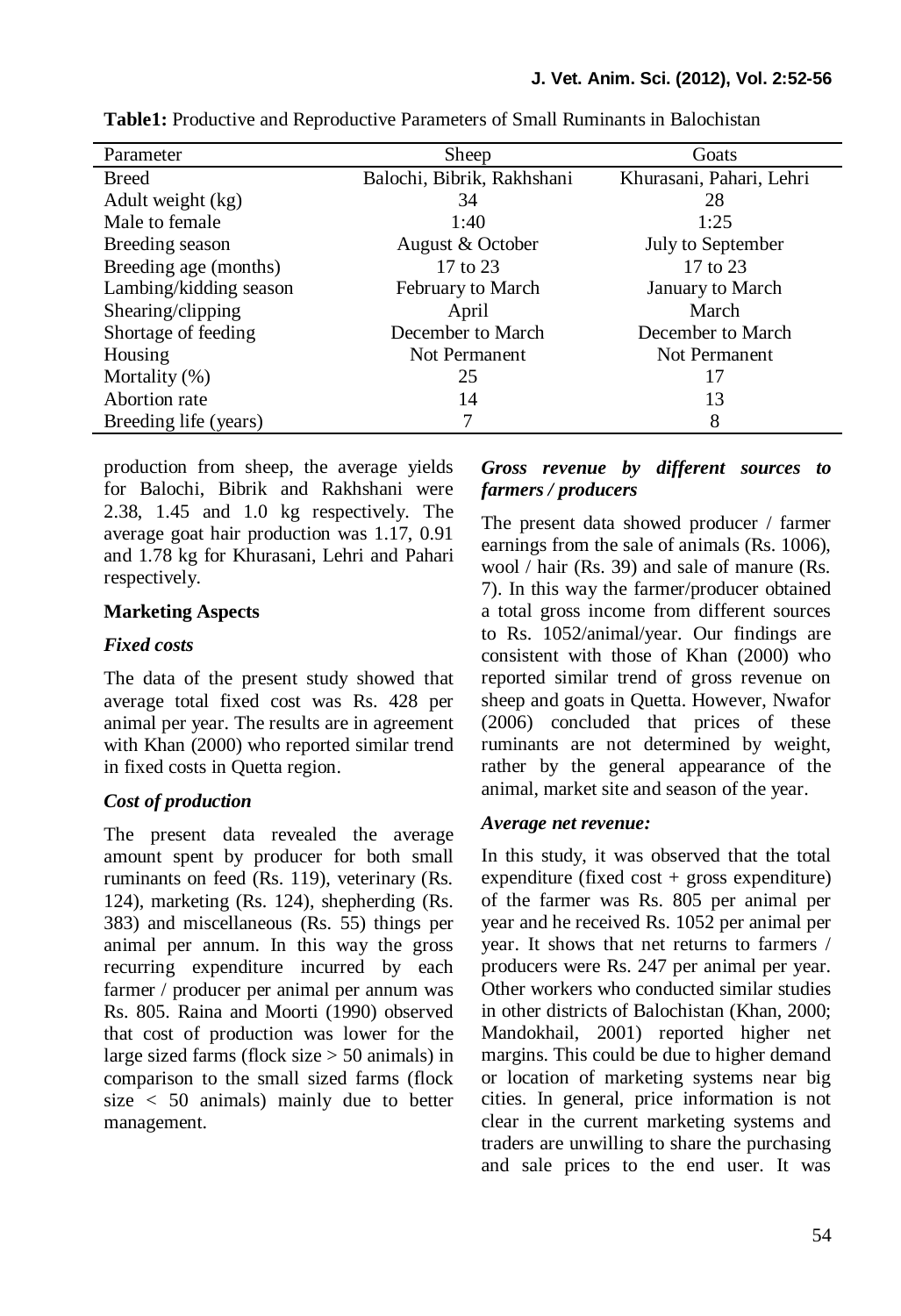**Table1:** Productive and Reproductive Parameters of Small Ruminants in Balochistan

| Parameter | Sheep | Goats |
|---|---|---|
| Breed | Balochi, Bibrik, Rakhshani | Khurasani, Pahari, Lehri |
| Adult weight (kg) | 34 | 28 |
| Male to female | 1:40 | 1:25 |
| Breeding season | August & October | July to September |
| Breeding age (months) | 17 to 23 | 17 to 23 |
| Lambing/kidding season | February to March | January to March |
| Shearing/clipping | April | March |
| Shortage of feeding | December to March | December to March |
| Housing | Not Permanent | Not Permanent |
| Mortality (%) | 25 | 17 |
| Abortion rate | 14 | 13 |
| Breeding life (years) | 7 | 8 |

production from sheep, the average yields for Balochi, Bibrik and Rakhshani were 2.38, 1.45 and 1.0 kg respectively. The average goat hair production was 1.17, 0.91 and 1.78 kg for Khurasani, Lehri and Pahari respectively.

**Marketing Aspects**

***Fixed costs***

The data of the present study showed that average total fixed cost was Rs. 428 per animal per year. The results are in agreement with Khan (2000) who reported similar trend in fixed costs in Quetta region.

***Cost of production***

The present data revealed the average amount spent by producer for both small ruminants on feed (Rs. 119), veterinary (Rs. 124), marketing (Rs. 124), shepherding (Rs. 383) and miscellaneous (Rs. 55) things per animal per annum. In this way the gross recurring expenditure incurred by each farmer / producer per animal per annum was Rs. 805. Raina and Moorti (1990) observed that cost of production was lower for the large sized farms (flock size > 50 animals) in comparison to the small sized farms (flock size < 50 animals) mainly due to better management.

***Gross revenue by different sources to farmers / producers***

The present data showed producer / farmer earnings from the sale of animals (Rs. 1006), wool / hair (Rs. 39) and sale of manure (Rs. 7). In this way the farmer/producer obtained a total gross income from different sources to Rs. 1052/animal/year. Our findings are consistent with those of Khan (2000) who reported similar trend of gross revenue on sheep and goats in Quetta. However, Nwafor (2006) concluded that prices of these ruminants are not determined by weight, rather by the general appearance of the animal, market site and season of the year.

***Average net revenue:***

In this study, it was observed that the total expenditure (fixed cost + gross expenditure) of the farmer was Rs. 805 per animal per year and he received Rs. 1052 per animal per year. It shows that net returns to farmers / producers were Rs. 247 per animal per year. Other workers who conducted similar studies in other districts of Balochistan (Khan, 2000; Mandokhail, 2001) reported higher net margins. This could be due to higher demand or location of marketing systems near big cities. In general, price information is not clear in the current marketing systems and traders are unwilling to share the purchasing and sale prices to the end user. It was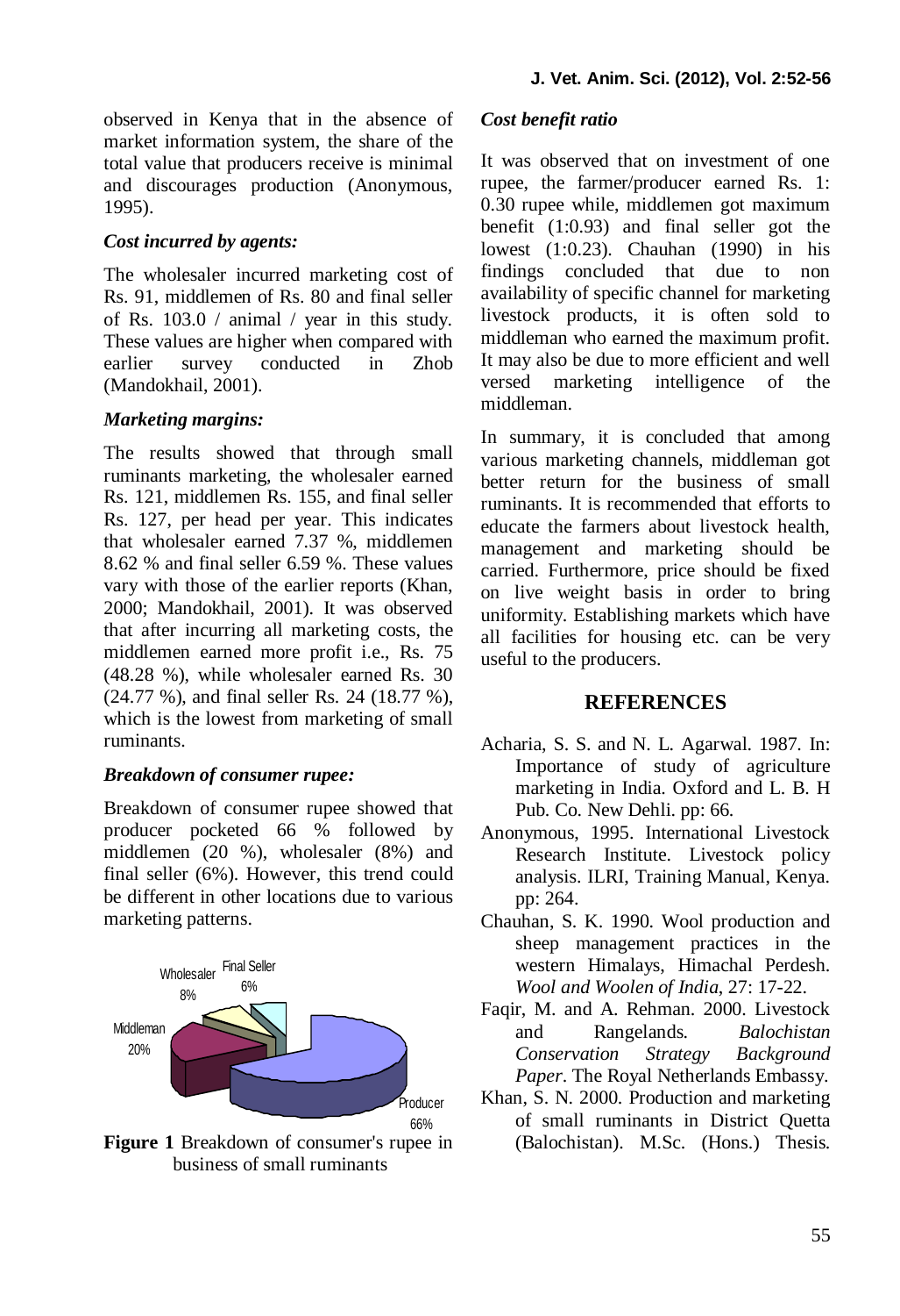observed in Kenya that in the absence of market information system, the share of the total value that producers receive is minimal and discourages production (Anonymous, 1995).

### *Cost incurred by agents:*

The wholesaler incurred marketing cost of Rs. 91, middlemen of Rs. 80 and final seller of Rs. 103.0 / animal / year in this study. These values are higher when compared with earlier survey conducted in Zhob (Mandokhail, 2001).

### *Marketing margins:*

The results showed that through small ruminants marketing, the wholesaler earned Rs. 121, middlemen Rs. 155, and final seller Rs. 127, per head per year. This indicates that wholesaler earned 7.37 %, middlemen 8.62 % and final seller 6.59 %. These values vary with those of the earlier reports (Khan, 2000; Mandokhail, 2001). It was observed that after incurring all marketing costs, the middlemen earned more profit i.e., Rs. 75 (48.28 %), while wholesaler earned Rs. 30 (24.77 %), and final seller Rs. 24 (18.77 %), which is the lowest from marketing of small ruminants.

### *Breakdown of consumer rupee:*

Breakdown of consumer rupee showed that producer pocketed 66 % followed by middlemen (20 %), wholesaler (8%) and final seller (6%). However, this trend could be different in other locations due to various marketing patterns.

Wholesaler 8%, Final Seller 6%, Middleman 20%, Producer 66%

**Figure 1** Breakdown of consumer's rupee in business of small ruminants

### *Cost benefit ratio*

It was observed that on investment of one rupee, the farmer/producer earned Rs. 1: 0.30 rupee while, middlemen got maximum benefit (1:0.93) and final seller got the lowest (1:0.23). Chauhan (1990) in his findings concluded that due to non availability of specific channel for marketing livestock products, it is often sold to middleman who earned the maximum profit. It may also be due to more efficient and well versed marketing intelligence of the middleman.

In summary, it is concluded that among various marketing channels, middleman got better return for the business of small ruminants. It is recommended that efforts to educate the farmers about livestock health, management and marketing should be carried. Furthermore, price should be fixed on live weight basis in order to bring uniformity. Establishing markets which have all facilities for housing etc. can be very useful to the producers.

## REFERENCES

- Acharia, S. S. and N. L. Agarwal. 1987. In: Importance of study of agriculture marketing in India. Oxford and L. B. H Pub. Co. New Dehli. pp: 66.
- Anonymous, 1995. International Livestock Research Institute. Livestock policy analysis. ILRI, Training Manual, Kenya. pp: 264.
- Chauhan, S. K. 1990. Wool production and sheep management practices in the western Himalays, Himachal Perdesh. *Wool and Woolen of India*, 27: 17-22.
- Faqir, M. and A. Rehman. 2000. Livestock and Rangelands. *Balochistan Conservation Strategy Background Paper*. The Royal Netherlands Embassy.
- Khan, S. N. 2000. Production and marketing of small ruminants in District Quetta (Balochistan). M.Sc. (Hons.) Thesis.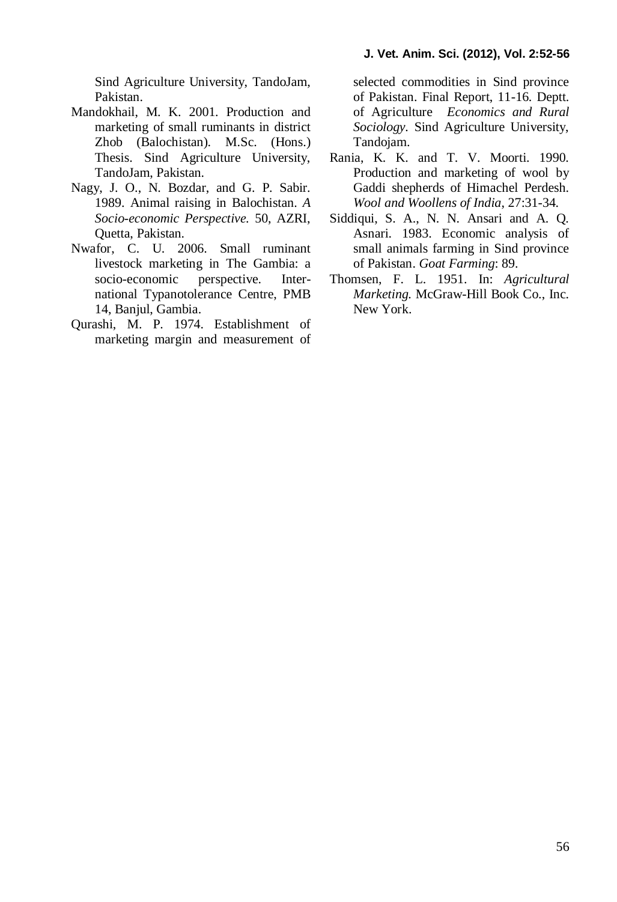Sind Agriculture University, TandoJam, Pakistan.

Mandokhail, M. K. 2001. Production and marketing of small ruminants in district Zhob (Balochistan). M.Sc. (Hons.) Thesis. Sind Agriculture University, TandoJam, Pakistan.

Nagy, J. O., N. Bozdar, and G. P. Sabir. 1989. Animal raising in Balochistan. *A Socio-economic Perspective.* 50, AZRI, Quetta, Pakistan.

Nwafor, C. U. 2006. Small ruminant livestock marketing in The Gambia: a socio-economic perspective. International Typanotolerance Centre, PMB 14, Banjul, Gambia.

Qurashi, M. P. 1974. Establishment of marketing margin and measurement of selected commodities in Sind province of Pakistan. Final Report, 11-16. Deptt. of Agriculture *Economics and Rural Sociology*. Sind Agriculture University, Tandojam.

Rania, K. K. and T. V. Moorti. 1990. Production and marketing of wool by Gaddi shepherds of Himachel Perdesh. *Wool and Woollens of India*, 27:31-34.

Siddiqui, S. A., N. N. Ansari and A. Q. Asnari. 1983. Economic analysis of small animals farming in Sind province of Pakistan. *Goat Farming*: 89.

Thomsen, F. L. 1951. In: *Agricultural Marketing.* McGraw-Hill Book Co., Inc. New York.